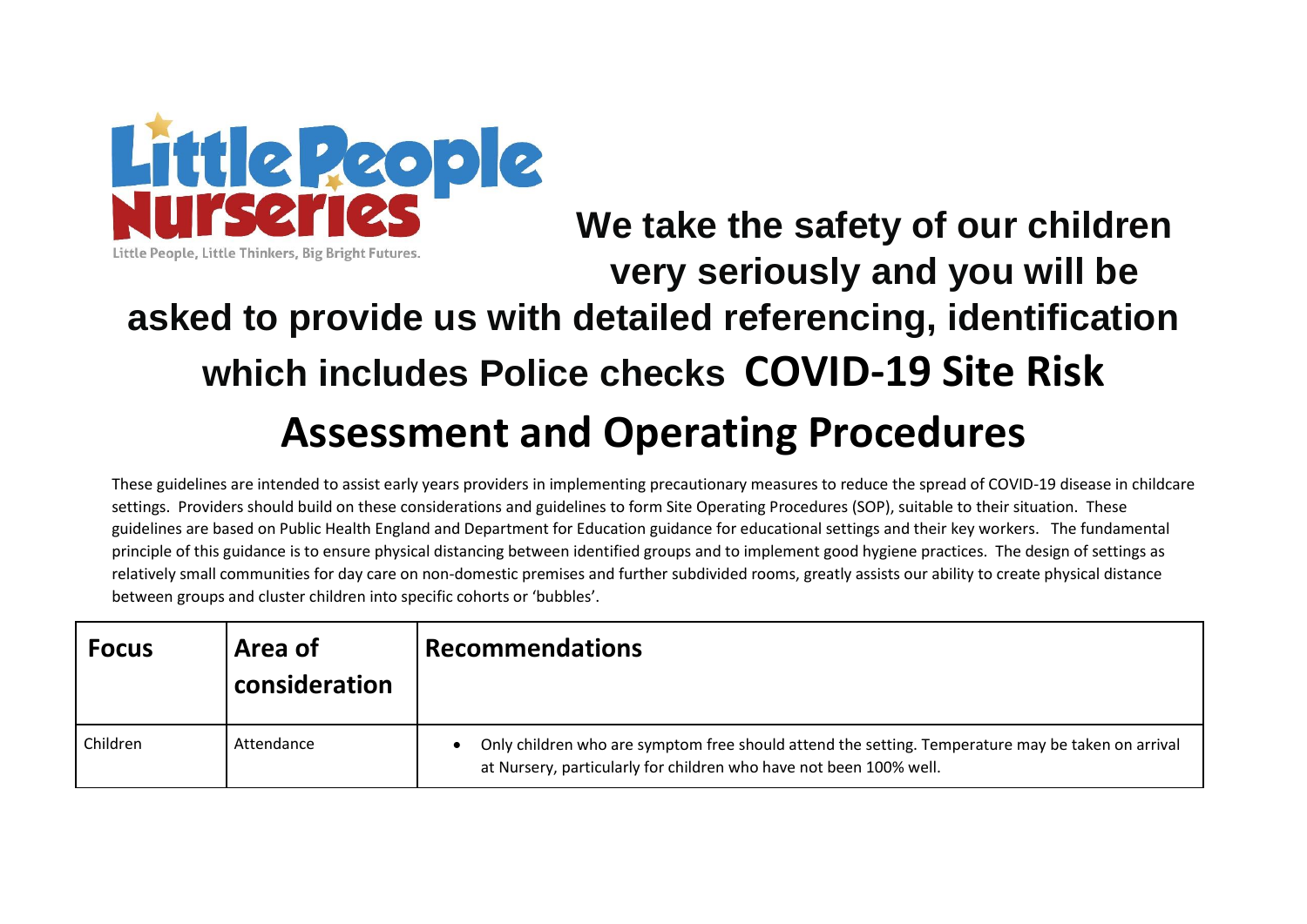Little People Nurseries

Little People, Little Thinkers, Big Bright Futures.

**We take the safety of our children very seriously and you will be asked to provide us with detailed referencing, identification which includes Police checks**

# COVID-19 Site Risk Assessment and Operating Procedures

These guidelines are intended to assist early years providers in implementing precautionary measures to reduce the spread of COVID-19 disease in childcare settings. Providers should build on these considerations and guidelines to form Site Operating Procedures (SOP), suitable to their situation. These guidelines are based on Public Health England and Department for Education guidance for educational settings and their key workers. The fundamental principle of this guidance is to ensure physical distancing between identified groups and to implement good hygiene practices. The design of settings as relatively small communities for day care on non-domestic premises and further subdivided rooms, greatly assists our ability to create physical distance between groups and cluster children into specific cohorts or 'bubbles'.

| Focus | Area of consideration | Recommendations |
| --- | --- | --- |
| Children | Attendance | • Only children who are symptom free should attend the setting. Temperature may be taken on arrival at Nursery, particularly for children who have not been 100% well. |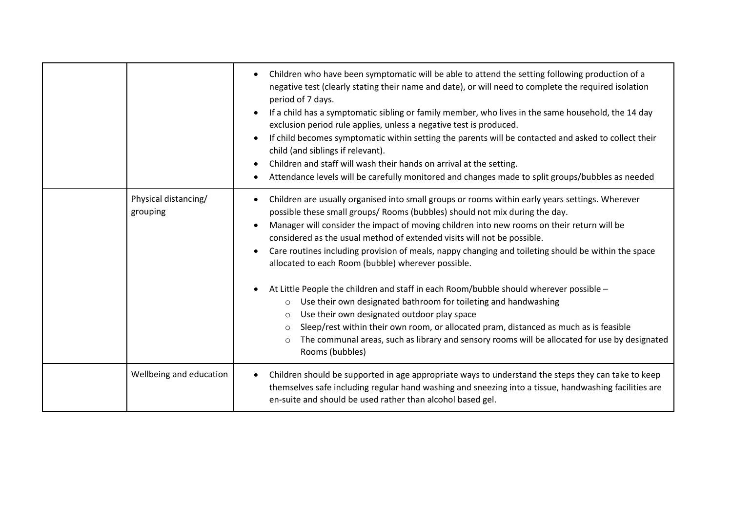| | | |
|---|---|---|
| | | • Children who have been symptomatic will be able to attend the setting following production of a negative test (clearly stating their name and date), or will need to complete the required isolation period of 7 days.<br>• If a child has a symptomatic sibling or family member, who lives in the same household, the 14 day exclusion period rule applies, unless a negative test is produced.<br>• If child becomes symptomatic within setting the parents will be contacted and asked to collect their child (and siblings if relevant).<br>• Children and staff will wash their hands on arrival at the setting.<br>• Attendance levels will be carefully monitored and changes made to split groups/bubbles as needed |
| | Physical distancing/ grouping | • Children are usually organised into small groups or rooms within early years settings. Wherever possible these small groups/ Rooms (bubbles) should not mix during the day.<br>• Manager will consider the impact of moving children into new rooms on their return will be considered as the usual method of extended visits will not be possible.<br>• Care routines including provision of meals, nappy changing and toileting should be within the space allocated to each Room (bubble) wherever possible.<br><br>• At Little People the children and staff in each Room/bubble should wherever possible –<br>&nbsp;&nbsp;&nbsp;&nbsp;○ Use their own designated bathroom for toileting and handwashing<br>&nbsp;&nbsp;&nbsp;&nbsp;○ Use their own designated outdoor play space<br>&nbsp;&nbsp;&nbsp;&nbsp;○ Sleep/rest within their own room, or allocated pram, distanced as much as is feasible<br>&nbsp;&nbsp;&nbsp;&nbsp;○ The communal areas, such as library and sensory rooms will be allocated for use by designated Rooms (bubbles) |
| | Wellbeing and education | • Children should be supported in age appropriate ways to understand the steps they can take to keep themselves safe including regular hand washing and sneezing into a tissue, handwashing facilities are en-suite and should be used rather than alcohol based gel. |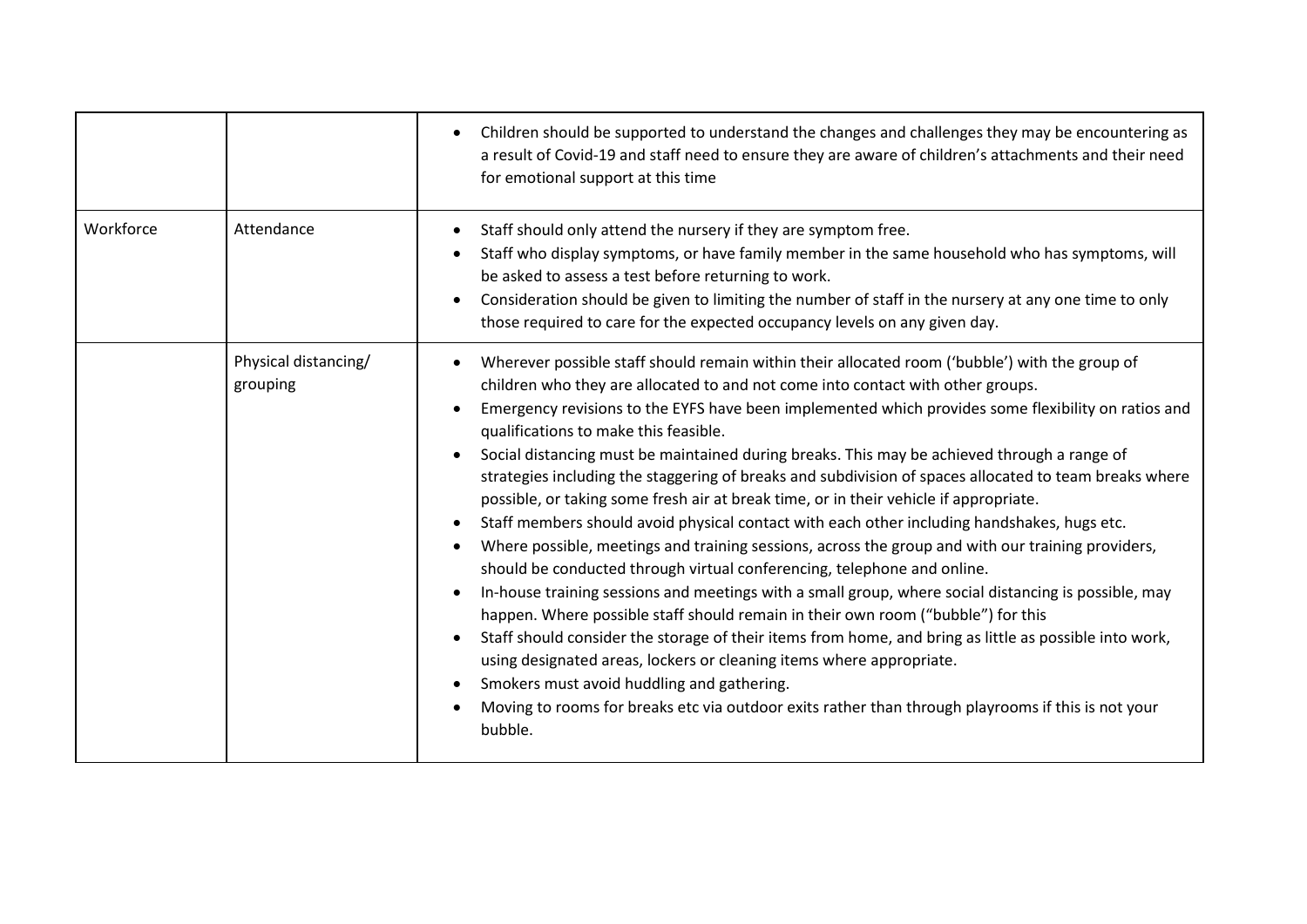| | | |
|---|---|---|
| | | • Children should be supported to understand the changes and challenges they may be encountering as a result of Covid-19 and staff need to ensure they are aware of children's attachments and their need for emotional support at this time |
| Workforce | Attendance | • Staff should only attend the nursery if they are symptom free.<br>• Staff who display symptoms, or have family member in the same household who has symptoms, will be asked to assess a test before returning to work.<br>• Consideration should be given to limiting the number of staff in the nursery at any one time to only those required to care for the expected occupancy levels on any given day. |
| | Physical distancing/ grouping | • Wherever possible staff should remain within their allocated room ('bubble') with the group of children who they are allocated to and not come into contact with other groups.<br>• Emergency revisions to the EYFS have been implemented which provides some flexibility on ratios and qualifications to make this feasible.<br>• Social distancing must be maintained during breaks. This may be achieved through a range of strategies including the staggering of breaks and subdivision of spaces allocated to team breaks where possible, or taking some fresh air at break time, or in their vehicle if appropriate.<br>• Staff members should avoid physical contact with each other including handshakes, hugs etc.<br>• Where possible, meetings and training sessions, across the group and with our training providers, should be conducted through virtual conferencing, telephone and online.<br>• In-house training sessions and meetings with a small group, where social distancing is possible, may happen. Where possible staff should remain in their own room ("bubble") for this<br>• Staff should consider the storage of their items from home, and bring as little as possible into work, using designated areas, lockers or cleaning items where appropriate.<br>• Smokers must avoid huddling and gathering.<br>• Moving to rooms for breaks etc via outdoor exits rather than through playrooms if this is not your bubble. |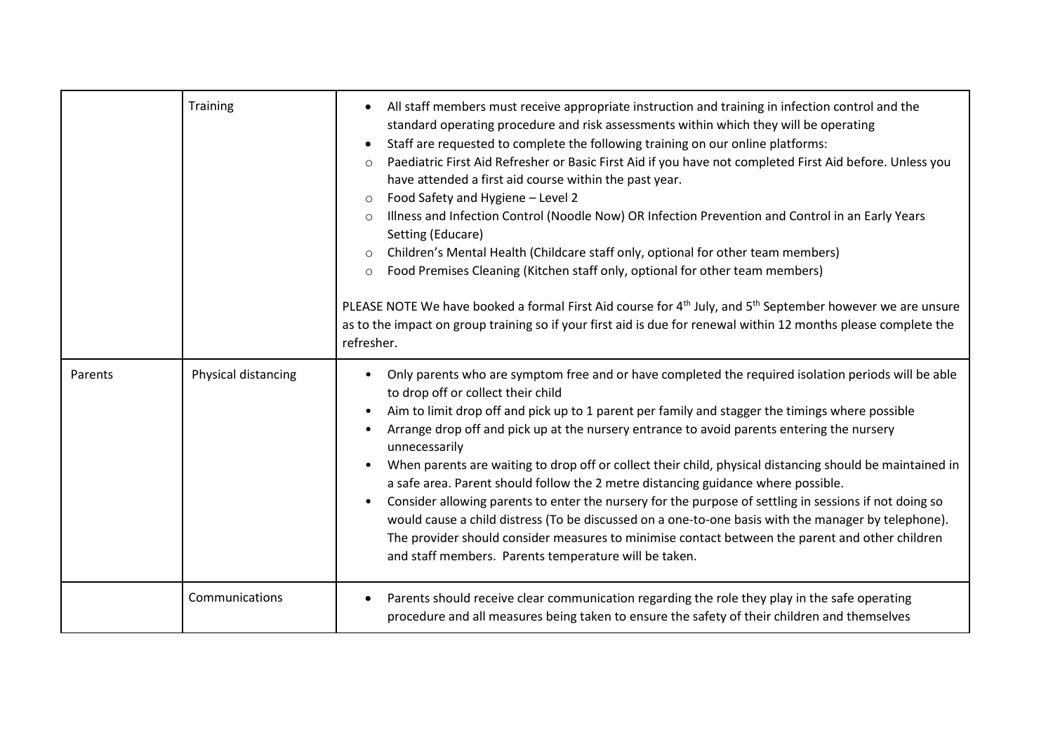| | | |
|---|---|---|
| | Training | • All staff members must receive appropriate instruction and training in infection control and the standard operating procedure and risk assessments within which they will be operating<br>• Staff are requested to complete the following training on our online platforms:<br>○ Paediatric First Aid Refresher or Basic First Aid if you have not completed First Aid before. Unless you have attended a first aid course within the past year.<br>○ Food Safety and Hygiene – Level 2<br>○ Illness and Infection Control (Noodle Now) OR Infection Prevention and Control in an Early Years Setting (Educare)<br>○ Children's Mental Health (Childcare staff only, optional for other team members)<br>○ Food Premises Cleaning (Kitchen staff only, optional for other team members)<br><br>PLEASE NOTE We have booked a formal First Aid course for 4th July, and 5th September however we are unsure as to the impact on group training so if your first aid is due for renewal within 12 months please complete the refresher. |
| Parents | Physical distancing | • Only parents who are symptom free and or have completed the required isolation periods will be able to drop off or collect their child<br>• Aim to limit drop off and pick up to 1 parent per family and stagger the timings where possible<br>• Arrange drop off and pick up at the nursery entrance to avoid parents entering the nursery unnecessarily<br>• When parents are waiting to drop off or collect their child, physical distancing should be maintained in a safe area. Parent should follow the 2 metre distancing guidance where possible.<br>• Consider allowing parents to enter the nursery for the purpose of settling in sessions if not doing so would cause a child distress (To be discussed on a one-to-one basis with the manager by telephone). The provider should consider measures to minimise contact between the parent and other children and staff members. Parents temperature will be taken. |
| | Communications | • Parents should receive clear communication regarding the role they play in the safe operating procedure and all measures being taken to ensure the safety of their children and themselves |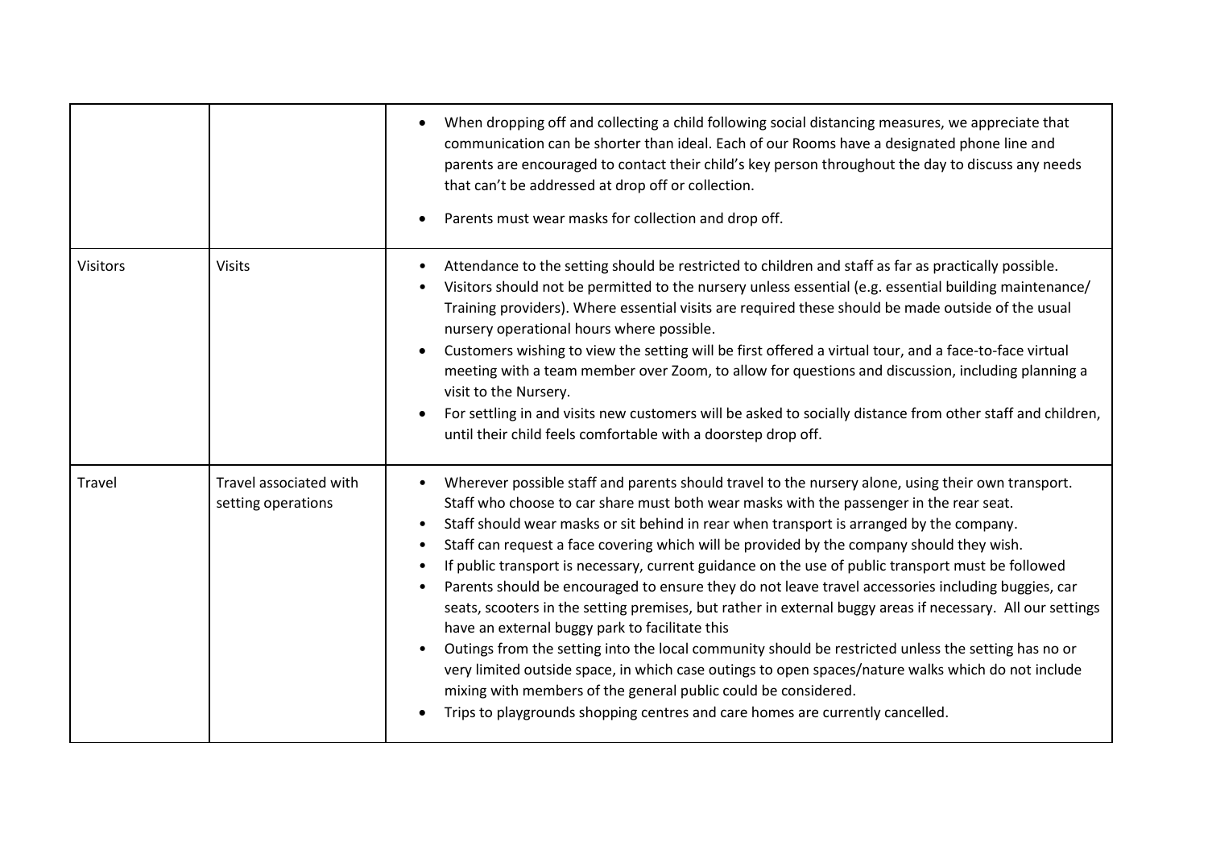| | | |
|---|---|---|
| | | • When dropping off and collecting a child following social distancing measures, we appreciate that communication can be shorter than ideal. Each of our Rooms have a designated phone line and parents are encouraged to contact their child's key person throughout the day to discuss any needs that can't be addressed at drop off or collection.<br>• Parents must wear masks for collection and drop off. |
| Visitors | Visits | • Attendance to the setting should be restricted to children and staff as far as practically possible.<br>• Visitors should not be permitted to the nursery unless essential (e.g. essential building maintenance/ Training providers). Where essential visits are required these should be made outside of the usual nursery operational hours where possible.<br>• Customers wishing to view the setting will be first offered a virtual tour, and a face-to-face virtual meeting with a team member over Zoom, to allow for questions and discussion, including planning a visit to the Nursery.<br>• For settling in and visits new customers will be asked to socially distance from other staff and children, until their child feels comfortable with a doorstep drop off. |
| Travel | Travel associated with setting operations | • Wherever possible staff and parents should travel to the nursery alone, using their own transport. Staff who choose to car share must both wear masks with the passenger in the rear seat.<br>• Staff should wear masks or sit behind in rear when transport is arranged by the company.<br>• Staff can request a face covering which will be provided by the company should they wish.<br>• If public transport is necessary, current guidance on the use of public transport must be followed<br>• Parents should be encouraged to ensure they do not leave travel accessories including buggies, car seats, scooters in the setting premises, but rather in external buggy areas if necessary. All our settings have an external buggy park to facilitate this<br>• Outings from the setting into the local community should be restricted unless the setting has no or very limited outside space, in which case outings to open spaces/nature walks which do not include mixing with members of the general public could be considered.<br>• Trips to playgrounds shopping centres and care homes are currently cancelled. |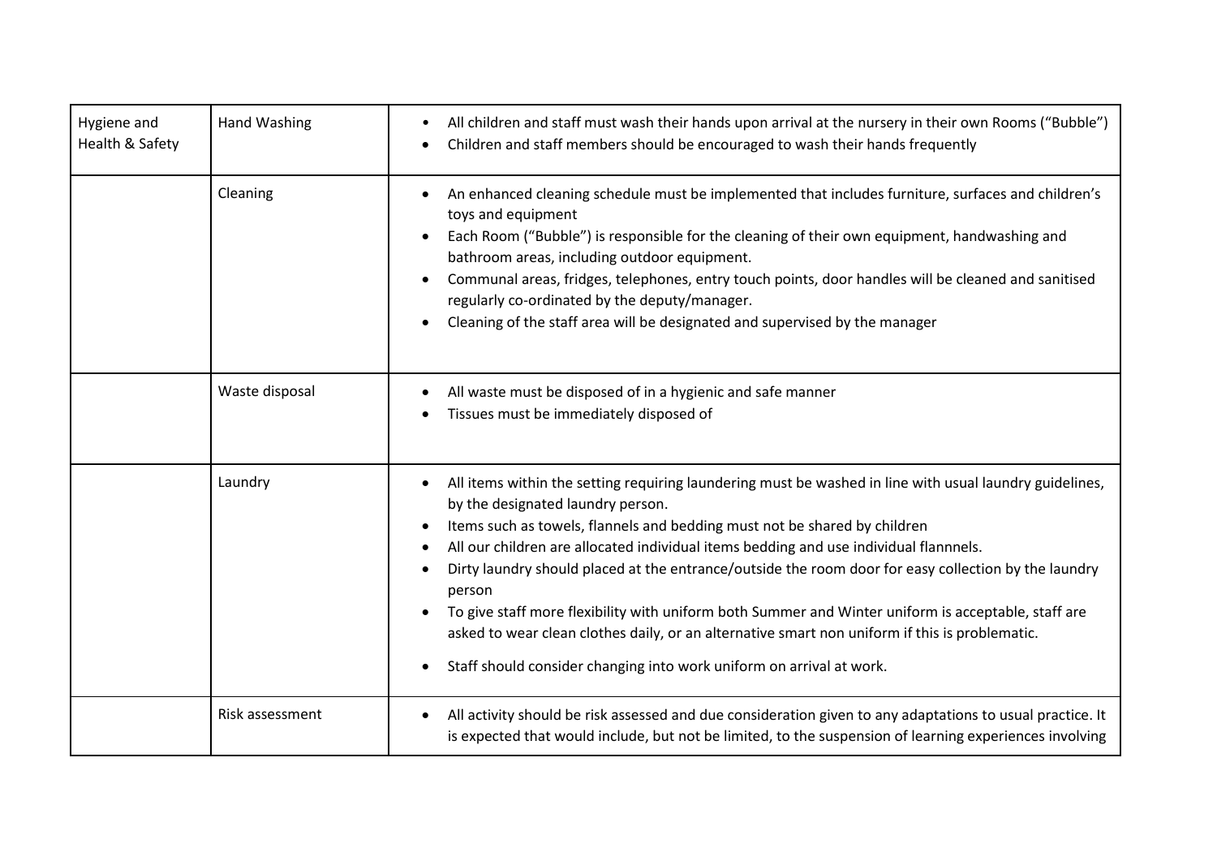| | | |
|---|---|---|
| Hygiene and Health & Safety | Hand Washing | • All children and staff must wash their hands upon arrival at the nursery in their own Rooms ("Bubble")<br>• Children and staff members should be encouraged to wash their hands frequently |
| | Cleaning | • An enhanced cleaning schedule must be implemented that includes furniture, surfaces and children's toys and equipment<br>• Each Room ("Bubble") is responsible for the cleaning of their own equipment, handwashing and bathroom areas, including outdoor equipment.<br>• Communal areas, fridges, telephones, entry touch points, door handles will be cleaned and sanitised regularly co-ordinated by the deputy/manager.<br>• Cleaning of the staff area will be designated and supervised by the manager |
| | Waste disposal | • All waste must be disposed of in a hygienic and safe manner<br>• Tissues must be immediately disposed of |
| | Laundry | • All items within the setting requiring laundering must be washed in line with usual laundry guidelines, by the designated laundry person.<br>• Items such as towels, flannels and bedding must not be shared by children<br>• All our children are allocated individual items bedding and use individual flannnels.<br>• Dirty laundry should placed at the entrance/outside the room door for easy collection by the laundry person<br>• To give staff more flexibility with uniform both Summer and Winter uniform is acceptable, staff are asked to wear clean clothes daily, or an alternative smart non uniform if this is problematic.<br>• Staff should consider changing into work uniform on arrival at work. |
| | Risk assessment | • All activity should be risk assessed and due consideration given to any adaptations to usual practice. It is expected that would include, but not be limited, to the suspension of learning experiences involving |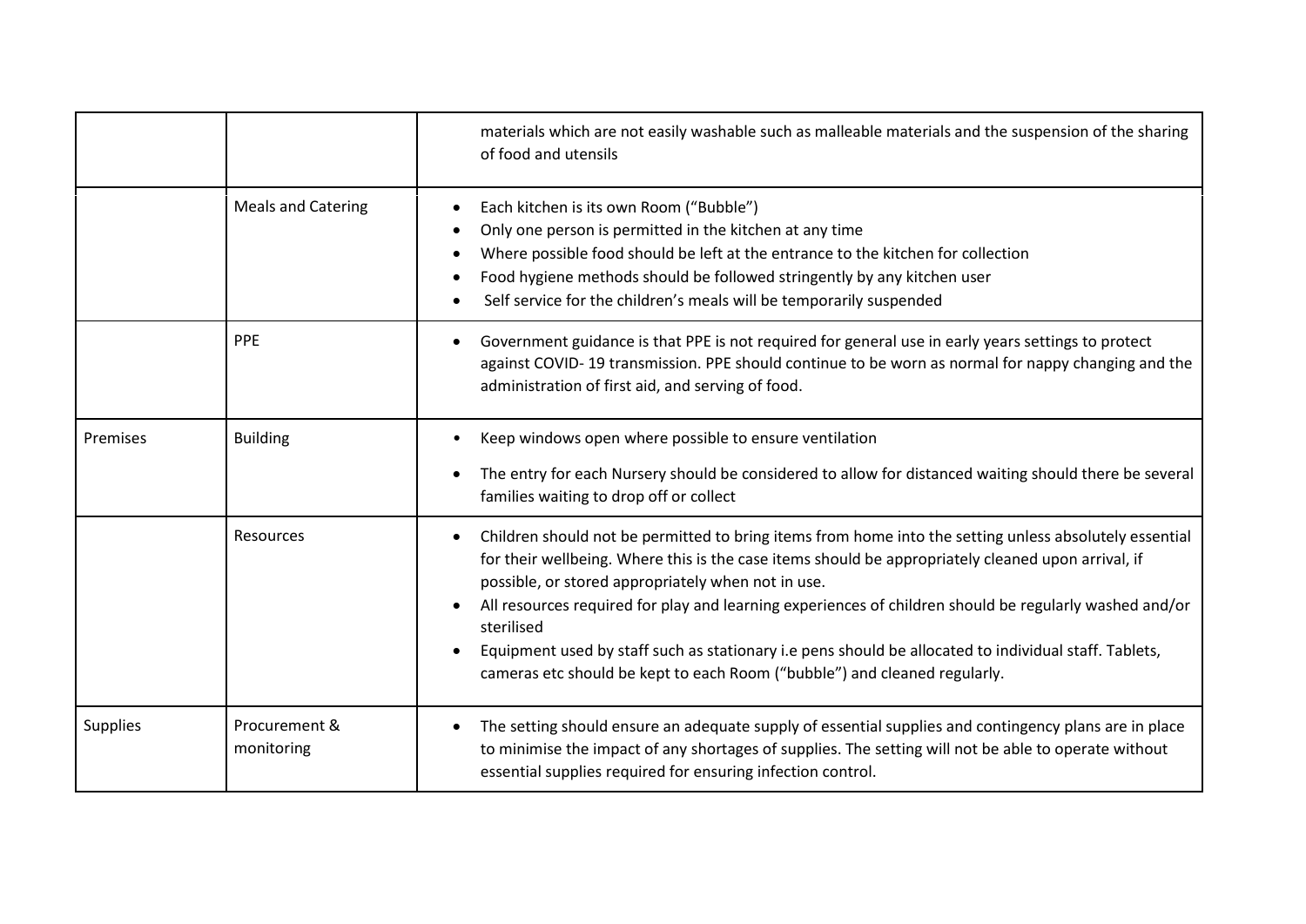| | | |
|---|---|---|
| | | materials which are not easily washable such as malleable materials and the suspension of the sharing of food and utensils |
| | Meals and Catering | • Each kitchen is its own Room ("Bubble")<br>• Only one person is permitted in the kitchen at any time<br>• Where possible food should be left at the entrance to the kitchen for collection<br>• Food hygiene methods should be followed stringently by any kitchen user<br>• Self service for the children's meals will be temporarily suspended |
| | PPE | • Government guidance is that PPE is not required for general use in early years settings to protect against COVID- 19 transmission. PPE should continue to be worn as normal for nappy changing and the administration of first aid, and serving of food. |
| Premises | Building | • Keep windows open where possible to ensure ventilation<br>• The entry for each Nursery should be considered to allow for distanced waiting should there be several families waiting to drop off or collect |
| | Resources | • Children should not be permitted to bring items from home into the setting unless absolutely essential for their wellbeing. Where this is the case items should be appropriately cleaned upon arrival, if possible, or stored appropriately when not in use.<br>• All resources required for play and learning experiences of children should be regularly washed and/or sterilised<br>• Equipment used by staff such as stationary i.e pens should be allocated to individual staff. Tablets, cameras etc should be kept to each Room ("bubble") and cleaned regularly. |
| Supplies | Procurement & monitoring | • The setting should ensure an adequate supply of essential supplies and contingency plans are in place to minimise the impact of any shortages of supplies. The setting will not be able to operate without essential supplies required for ensuring infection control. |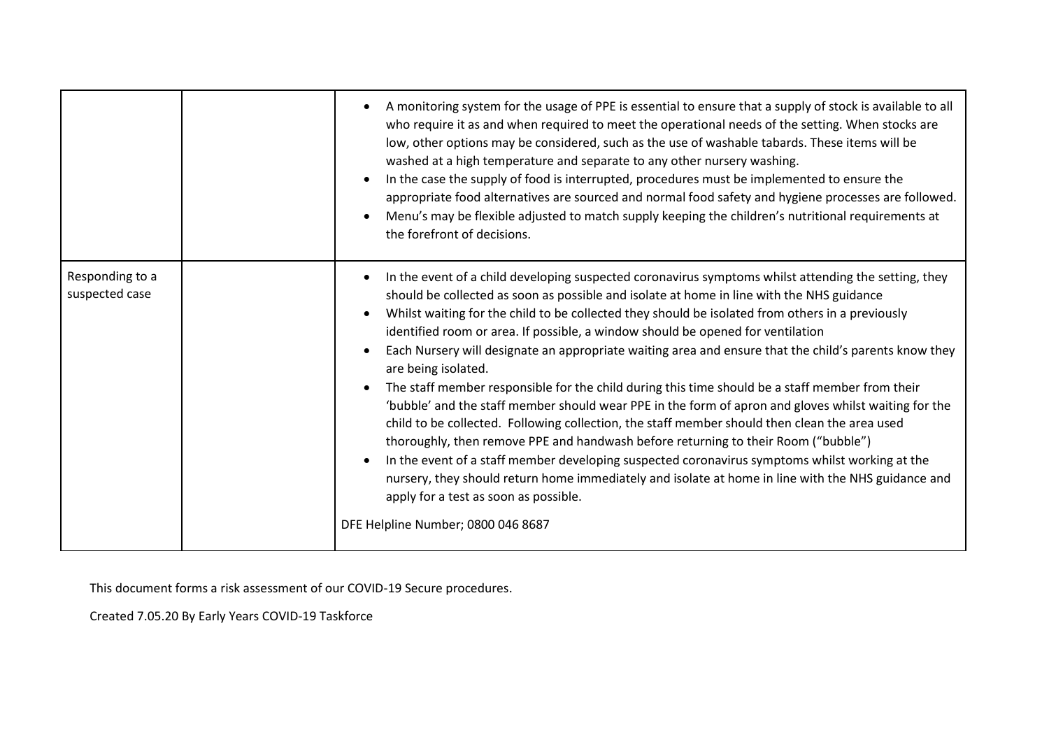| | | |
|---|---|---|
| | | • A monitoring system for the usage of PPE is essential to ensure that a supply of stock is available to all who require it as and when required to meet the operational needs of the setting. When stocks are low, other options may be considered, such as the use of washable tabards. These items will be washed at a high temperature and separate to any other nursery washing.<br>• In the case the supply of food is interrupted, procedures must be implemented to ensure the appropriate food alternatives are sourced and normal food safety and hygiene processes are followed.<br>• Menu's may be flexible adjusted to match supply keeping the children's nutritional requirements at the forefront of decisions. |
| Responding to a suspected case | | • In the event of a child developing suspected coronavirus symptoms whilst attending the setting, they should be collected as soon as possible and isolate at home in line with the NHS guidance<br>• Whilst waiting for the child to be collected they should be isolated from others in a previously identified room or area. If possible, a window should be opened for ventilation<br>• Each Nursery will designate an appropriate waiting area and ensure that the child's parents know they are being isolated.<br>• The staff member responsible for the child during this time should be a staff member from their 'bubble' and the staff member should wear PPE in the form of apron and gloves whilst waiting for the child to be collected. Following collection, the staff member should then clean the area used thoroughly, then remove PPE and handwash before returning to their Room ("bubble")<br>• In the event of a staff member developing suspected coronavirus symptoms whilst working at the nursery, they should return home immediately and isolate at home in line with the NHS guidance and apply for a test as soon as possible.<br><br>DFE Helpline Number; 0800 046 8687 |

This document forms a risk assessment of our COVID-19 Secure procedures.

Created 7.05.20 By Early Years COVID-19 Taskforce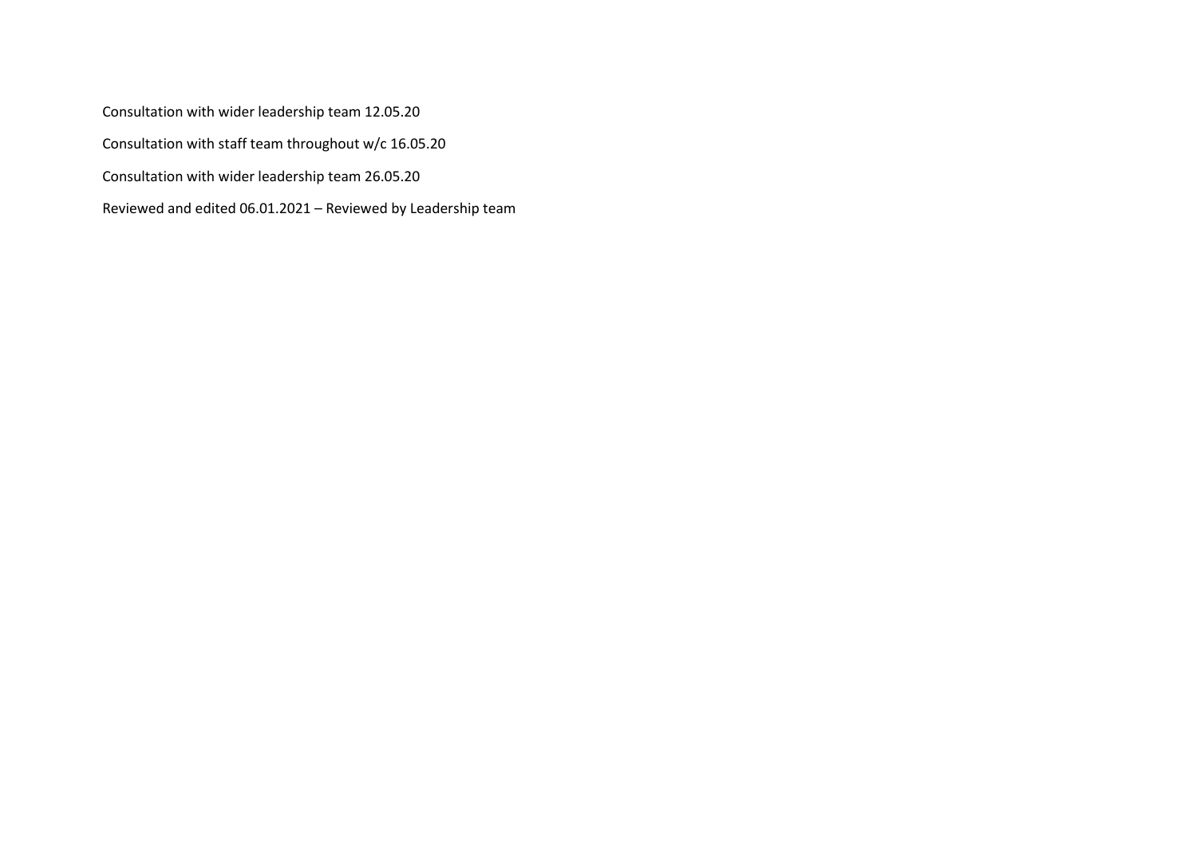Consultation with wider leadership team 12.05.20

Consultation with staff team throughout w/c 16.05.20

Consultation with wider leadership team 26.05.20

Reviewed and edited 06.01.2021 – Reviewed by Leadership team